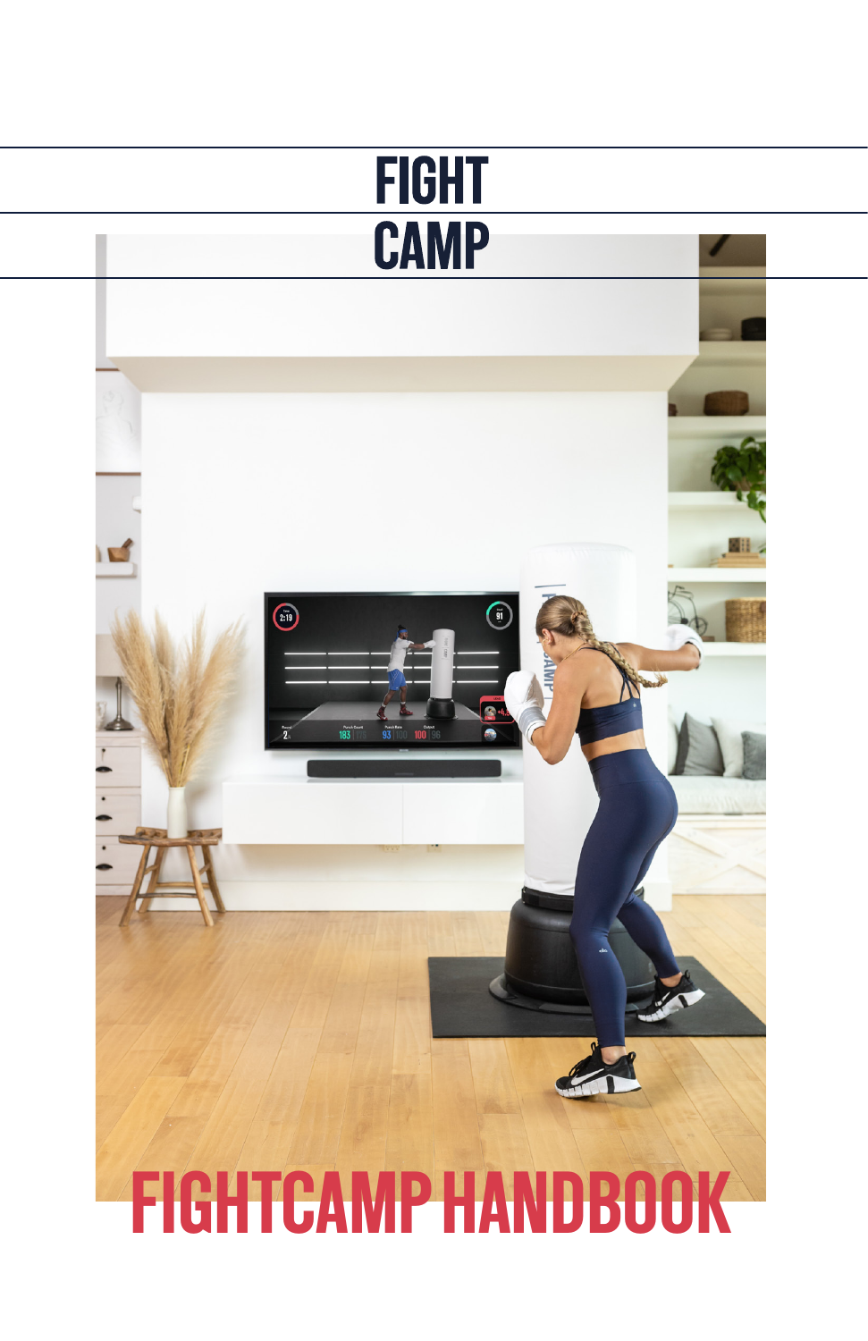# FIGHT CAMP

# FIGHTCAMP HANDBOOK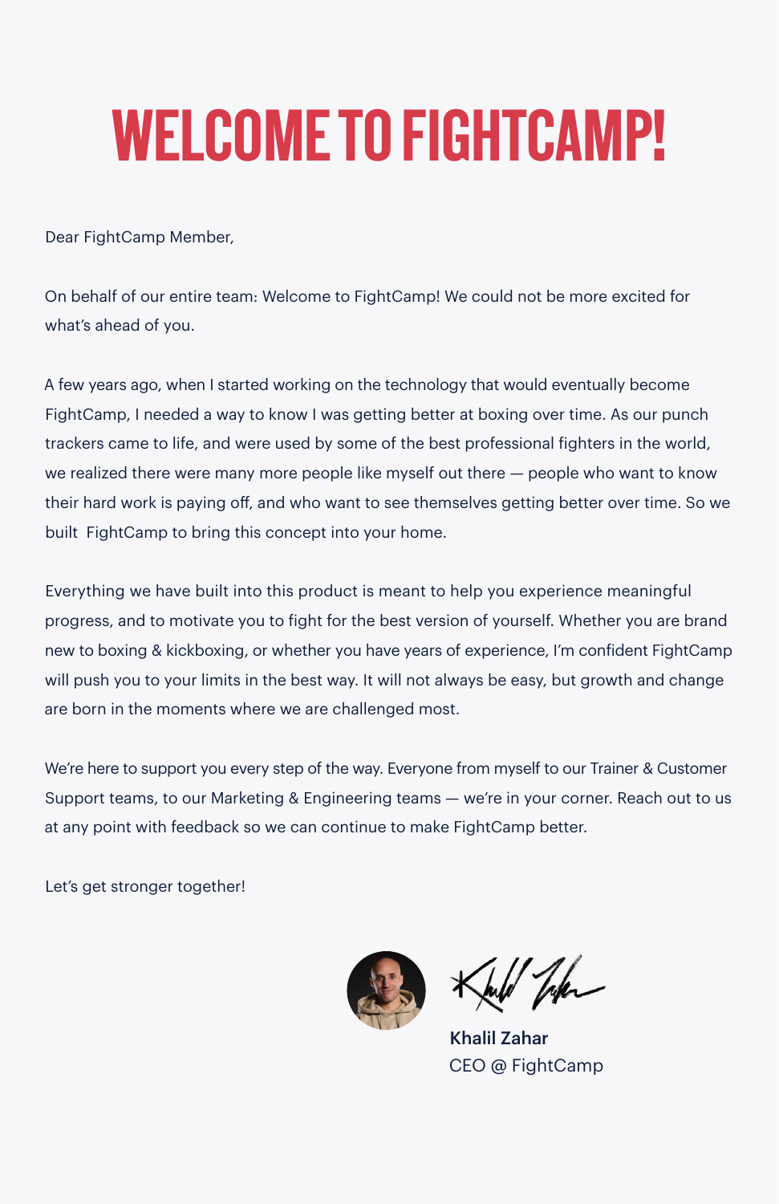# WELCOME TO FIGHTCAMP!

Dear FightCamp Member,

On behalf of our entire team: Welcome to FightCamp! We could not be more excited for what's ahead of you.

A few years ago, when I started working on the technology that would eventually become FightCamp, I needed a way to know I was getting better at boxing over time. As our punch trackers came to life, and were used by some of the best professional fighters in the world, we realized there were many more people like myself out there — people who want to know their hard work is paying off, and who want to see themselves getting better over time. So we built FightCamp to bring this concept into your home.

Everything we have built into this product is meant to help you experience meaningful progress, and to motivate you to fight for the best version of yourself. Whether you are brand new to boxing & kickboxing, or whether you have years of experience, I'm confident FightCamp will push you to your limits in the best way. It will not always be easy, but growth and change are born in the moments where we are challenged most.

We're here to support you every step of the way. Everyone from myself to our Trainer & Customer Support teams, to our Marketing & Engineering teams — we're in your corner. Reach out to us at any point with feedback so we can continue to make FightCamp better.

Let's get stronger together!

**Khalil Zahar**
CEO @ FightCamp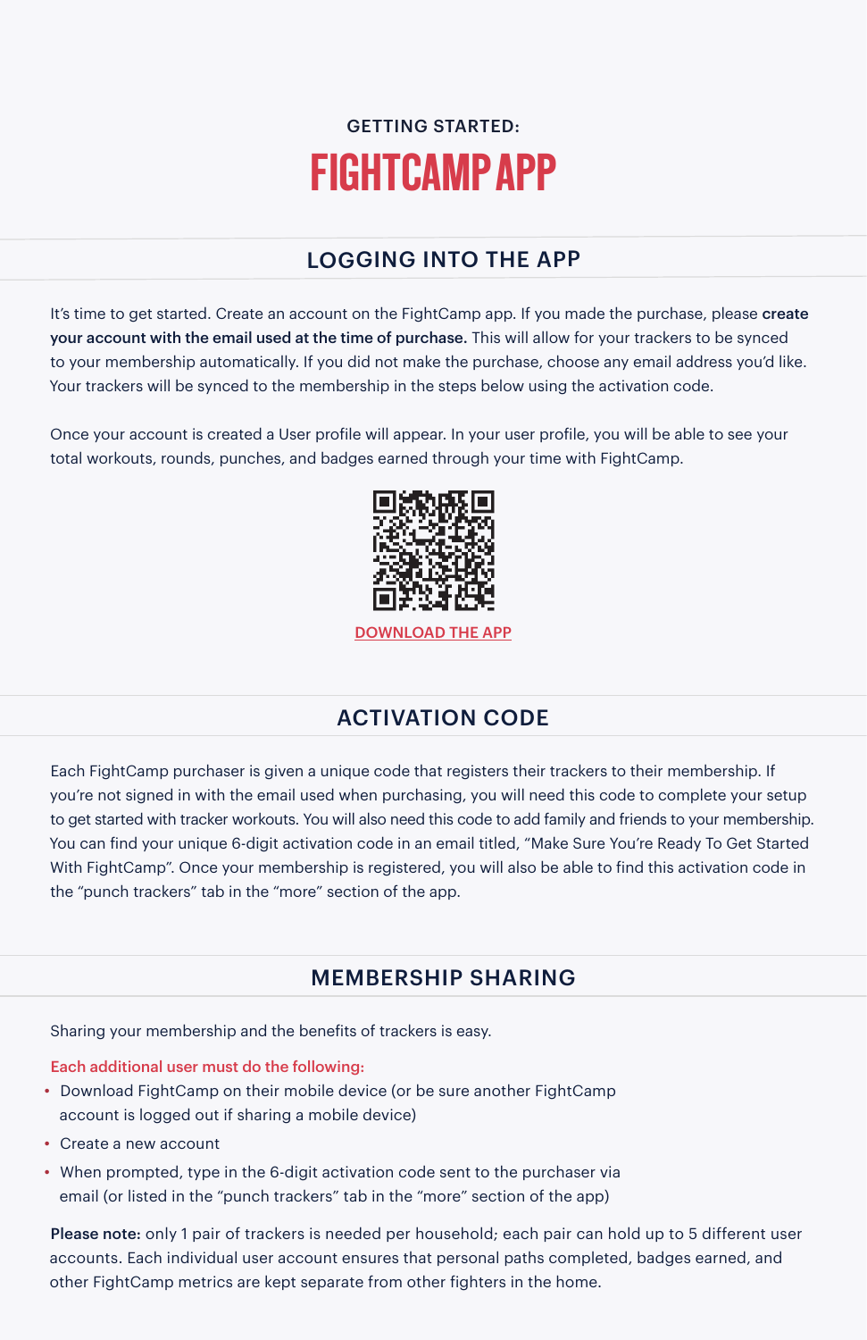GETTING STARTED:

# FIGHTCAMP APP

## LOGGING INTO THE APP

It's time to get started. Create an account on the FightCamp app. If you made the purchase, please **create your account with the email used at the time of purchase.** This will allow for your trackers to be synced to your membership automatically. If you did not make the purchase, choose any email address you'd like. Your trackers will be synced to the membership in the steps below using the activation code.

Once your account is created a User profile will appear. In your user profile, you will be able to see your total workouts, rounds, punches, and badges earned through your time with FightCamp.

DOWNLOAD THE APP

## ACTIVATION CODE

Each FightCamp purchaser is given a unique code that registers their trackers to their membership. If you're not signed in with the email used when purchasing, you will need this code to complete your setup to get started with tracker workouts. You will also need this code to add family and friends to your membership. You can find your unique 6-digit activation code in an email titled, "Make Sure You're Ready To Get Started With FightCamp". Once your membership is registered, you will also be able to find this activation code in the "punch trackers" tab in the "more" section of the app.

## MEMBERSHIP SHARING

Sharing your membership and the benefits of trackers is easy.

Each additional user must do the following:

- Download FightCamp on their mobile device (or be sure another FightCamp account is logged out if sharing a mobile device)
- Create a new account
- When prompted, type in the 6-digit activation code sent to the purchaser via email (or listed in the "punch trackers" tab in the "more" section of the app)

**Please note:** only 1 pair of trackers is needed per household; each pair can hold up to 5 different user accounts. Each individual user account ensures that personal paths completed, badges earned, and other FightCamp metrics are kept separate from other fighters in the home.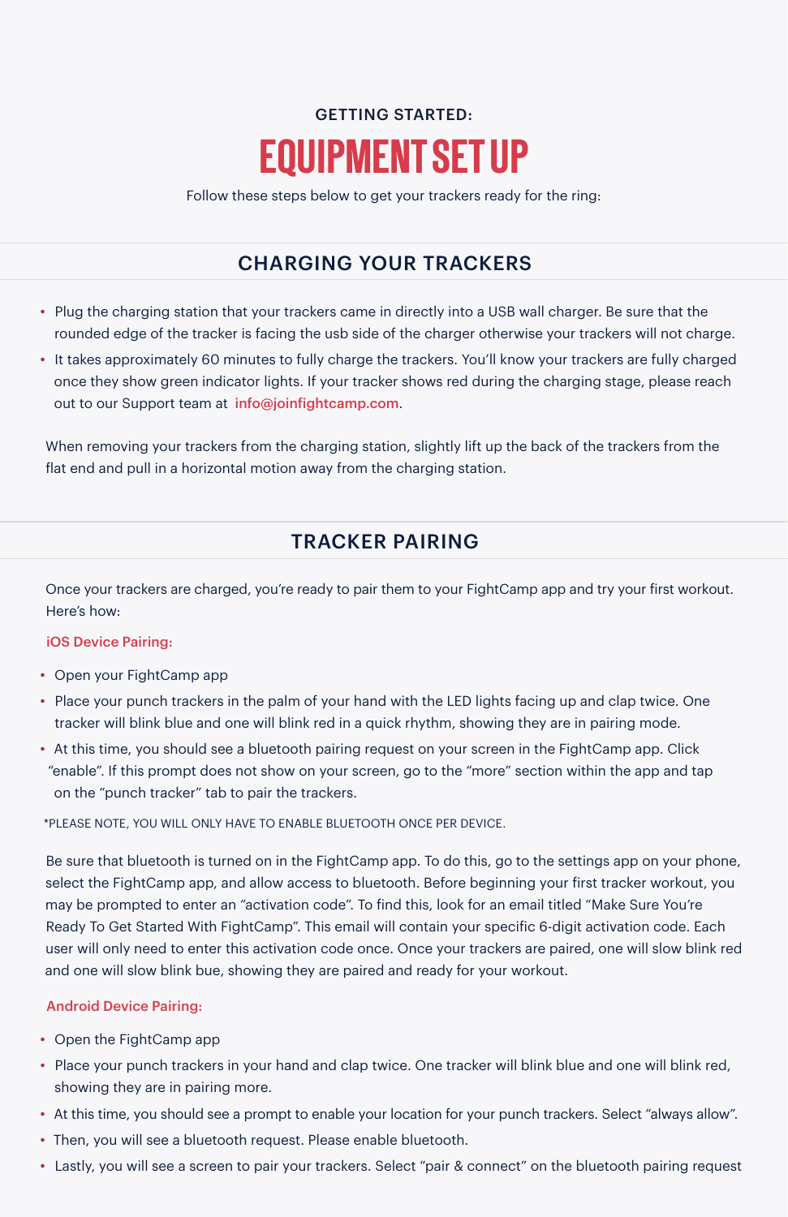GETTING STARTED:

# EQUIPMENT SET UP

Follow these steps below to get your trackers ready for the ring:

## CHARGING YOUR TRACKERS

- Plug the charging station that your trackers came in directly into a USB wall charger. Be sure that the rounded edge of the tracker is facing the usb side of the charger otherwise your trackers will not charge.
- It takes approximately 60 minutes to fully charge the trackers. You'll know your trackers are fully charged once they show green indicator lights. If your tracker shows red during the charging stage, please reach out to our Support team at info@joinfightcamp.com.

When removing your trackers from the charging station, slightly lift up the back of the trackers from the flat end and pull in a horizontal motion away from the charging station.

## TRACKER PAIRING

Once your trackers are charged, you're ready to pair them to your FightCamp app and try your first workout. Here's how:

**iOS Device Pairing:**

- Open your FightCamp app
- Place your punch trackers in the palm of your hand with the LED lights facing up and clap twice. One tracker will blink blue and one will blink red in a quick rhythm, showing they are in pairing mode.
- At this time, you should see a bluetooth pairing request on your screen in the FightCamp app. Click "enable". If this prompt does not show on your screen, go to the "more" section within the app and tap on the "punch tracker" tab to pair the trackers.

*PLEASE NOTE, YOU WILL ONLY HAVE TO ENABLE BLUETOOTH ONCE PER DEVICE.

Be sure that bluetooth is turned on in the FightCamp app. To do this, go to the settings app on your phone, select the FightCamp app, and allow access to bluetooth. Before beginning your first tracker workout, you may be prompted to enter an "activation code". To find this, look for an email titled "Make Sure You're Ready To Get Started With FightCamp". This email will contain your specific 6-digit activation code. Each user will only need to enter this activation code once. Once your trackers are paired, one will slow blink red and one will slow blink bue, showing they are paired and ready for your workout.

**Android Device Pairing:**

- Open the FightCamp app
- Place your punch trackers in your hand and clap twice. One tracker will blink blue and one will blink red, showing they are in pairing more.
- At this time, you should see a prompt to enable your location for your punch trackers. Select "always allow".
- Then, you will see a bluetooth request. Please enable bluetooth.
- Lastly, you will see a screen to pair your trackers. Select "pair & connect" on the bluetooth pairing request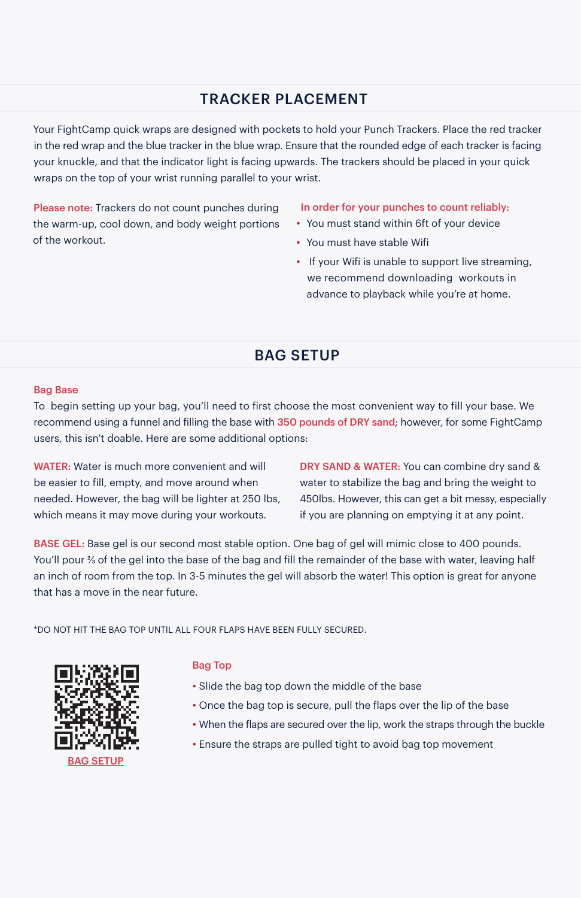## TRACKER PLACEMENT

Your FightCamp quick wraps are designed with pockets to hold your Punch Trackers. Place the red tracker in the red wrap and the blue tracker in the blue wrap. Ensure that the rounded edge of each tracker is facing your knuckle, and that the indicator light is facing upwards. The trackers should be placed in your quick wraps on the top of your wrist running parallel to your wrist.

**Please note:** Trackers do not count punches during the warm-up, cool down, and body weight portions of the workout.

**In order for your punches to count reliably:**

- You must stand within 6ft of your device
- You must have stable Wifi
- If your Wifi is unable to support live streaming, we recommend downloading workouts in advance to playback while you're at home.

## BAG SETUP

**Bag Base**

To begin setting up your bag, you'll need to first choose the most convenient way to fill your base. We recommend using a funnel and filling the base with **350 pounds of DRY sand**; however, for some FightCamp users, this isn't doable. Here are some additional options:

**WATER:** Water is much more convenient and will be easier to fill, empty, and move around when needed. However, the bag will be lighter at 250 lbs, which means it may move during your workouts.

**DRY SAND & WATER:** You can combine dry sand & water to stabilize the bag and bring the weight to 450lbs. However, this can get a bit messy, especially if you are planning on emptying it at any point.

**BASE GEL:** Base gel is our second most stable option. One bag of gel will mimic close to 400 pounds. You'll pour ⅔ of the gel into the base of the bag and fill the remainder of the base with water, leaving half an inch of room from the top. In 3-5 minutes the gel will absorb the water! This option is great for anyone that has a move in the near future.

*DO NOT HIT THE BAG TOP UNTIL ALL FOUR FLAPS HAVE BEEN FULLY SECURED.

BAG SETUP

**Bag Top**

- Slide the bag top down the middle of the base
- Once the bag top is secure, pull the flaps over the lip of the base
- When the flaps are secured over the lip, work the straps through the buckle
- Ensure the straps are pulled tight to avoid bag top movement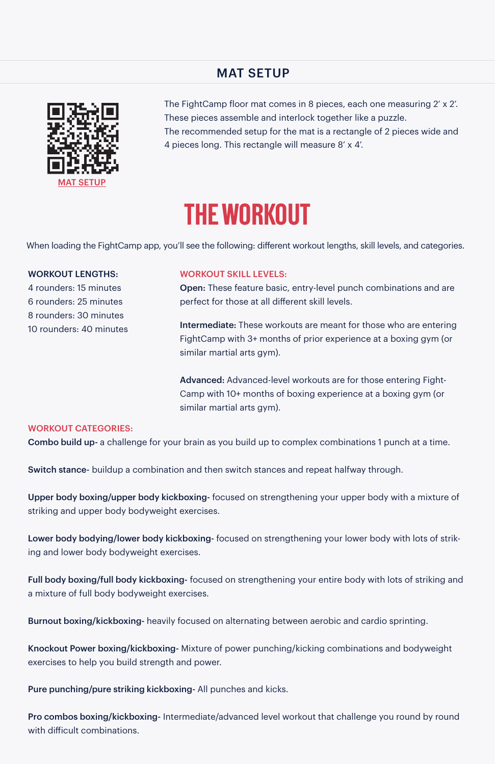## MAT SETUP

MAT SETUP

The FightCamp floor mat comes in 8 pieces, each one measuring 2′ x 2′. These pieces assemble and interlock together like a puzzle.
The recommended setup for the mat is a rectangle of 2 pieces wide and 4 pieces long. This rectangle will measure 8′ x 4′.

# THE WORKOUT

When loading the FightCamp app, you'll see the following: different workout lengths, skill levels, and categories.

### WORKOUT LENGTHS:

4 rounders: 15 minutes
6 rounders: 25 minutes
8 rounders: 30 minutes
10 rounders: 40 minutes

### WORKOUT SKILL LEVELS:

**Open:** These feature basic, entry-level punch combinations and are perfect for those at all different skill levels.

**Intermediate:** These workouts are meant for those who are entering FightCamp with 3+ months of prior experience at a boxing gym (or similar martial arts gym).

**Advanced:** Advanced-level workouts are for those entering Fight-Camp with 10+ months of boxing experience at a boxing gym (or similar martial arts gym).

### WORKOUT CATEGORIES:

**Combo build up-** a challenge for your brain as you build up to complex combinations 1 punch at a time.

**Switch stance-** buildup a combination and then switch stances and repeat halfway through.

**Upper body boxing/upper body kickboxing-** focused on strengthening your upper body with a mixture of striking and upper body bodyweight exercises.

**Lower body bodying/lower body kickboxing-** focused on strengthening your lower body with lots of striking and lower body bodyweight exercises.

**Full body boxing/full body kickboxing-** focused on strengthening your entire body with lots of striking and a mixture of full body bodyweight exercises.

**Burnout boxing/kickboxing-** heavily focused on alternating between aerobic and cardio sprinting.

**Knockout Power boxing/kickboxing-** Mixture of power punching/kicking combinations and bodyweight exercises to help you build strength and power.

**Pure punching/pure striking kickboxing-** All punches and kicks.

**Pro combos boxing/kickboxing-** Intermediate/advanced level workout that challenge you round by round with difficult combinations.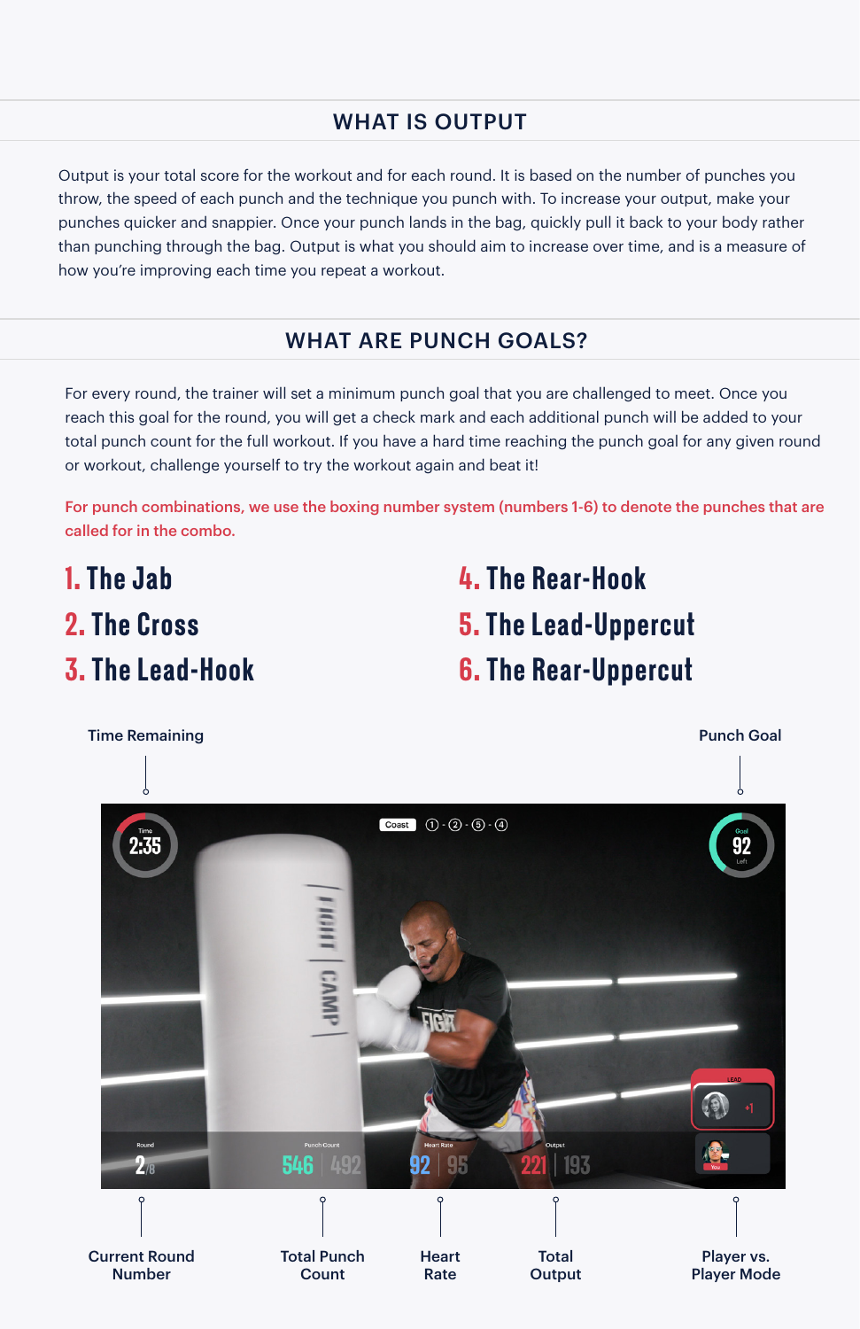## WHAT IS OUTPUT

Output is your total score for the workout and for each round. It is based on the number of punches you throw, the speed of each punch and the technique you punch with. To increase your output, make your punches quicker and snappier. Once your punch lands in the bag, quickly pull it back to your body rather than punching through the bag. Output is what you should aim to increase over time, and is a measure of how you're improving each time you repeat a workout.

## WHAT ARE PUNCH GOALS?

For every round, the trainer will set a minimum punch goal that you are challenged to meet. Once you reach this goal for the round, you will get a check mark and each additional punch will be added to your total punch count for the full workout. If you have a hard time reaching the punch goal for any given round or workout, challenge yourself to try the workout again and beat it!

For punch combinations, we use the boxing number system (numbers 1-6) to denote the punches that are called for in the combo.

1. The Jab
2. The Cross
3. The Lead-Hook
4. The Rear-Hook
5. The Lead-Uppercut
6. The Rear-Uppercut

Time Remaining

Punch Goal

Current Round Number

Total Punch Count

Heart Rate

Total Output

Player vs. Player Mode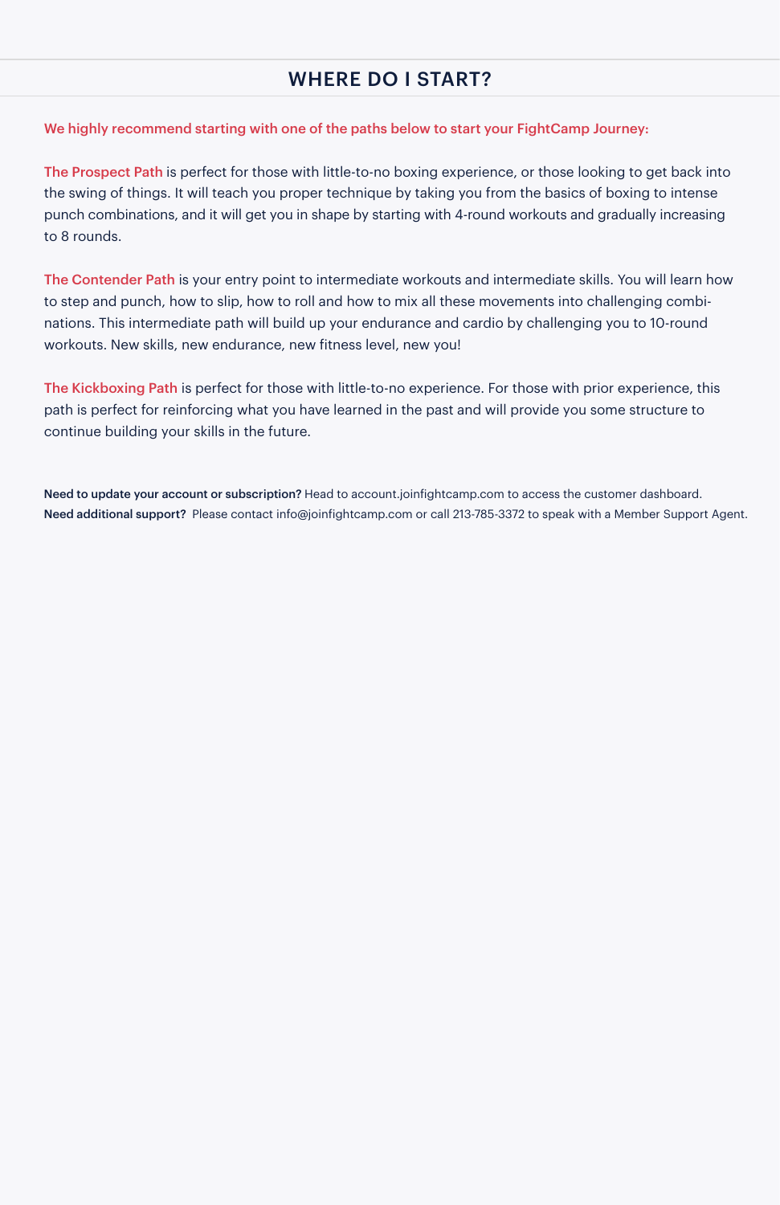## WHERE DO I START?

**We highly recommend starting with one of the paths below to start your FightCamp Journey:**

**The Prospect Path** is perfect for those with little-to-no boxing experience, or those looking to get back into the swing of things. It will teach you proper technique by taking you from the basics of boxing to intense punch combinations, and it will get you in shape by starting with 4-round workouts and gradually increasing to 8 rounds.

**The Contender Path** is your entry point to intermediate workouts and intermediate skills. You will learn how to step and punch, how to slip, how to roll and how to mix all these movements into challenging combinations. This intermediate path will build up your endurance and cardio by challenging you to 10-round workouts. New skills, new endurance, new fitness level, new you!

**The Kickboxing Path** is perfect for those with little-to-no experience. For those with prior experience, this path is perfect for reinforcing what you have learned in the past and will provide you some structure to continue building your skills in the future.

**Need to update your account or subscription?** Head to account.joinfightcamp.com to access the customer dashboard.
**Need additional support?** Please contact info@joinfightcamp.com or call 213-785-3372 to speak with a Member Support Agent.